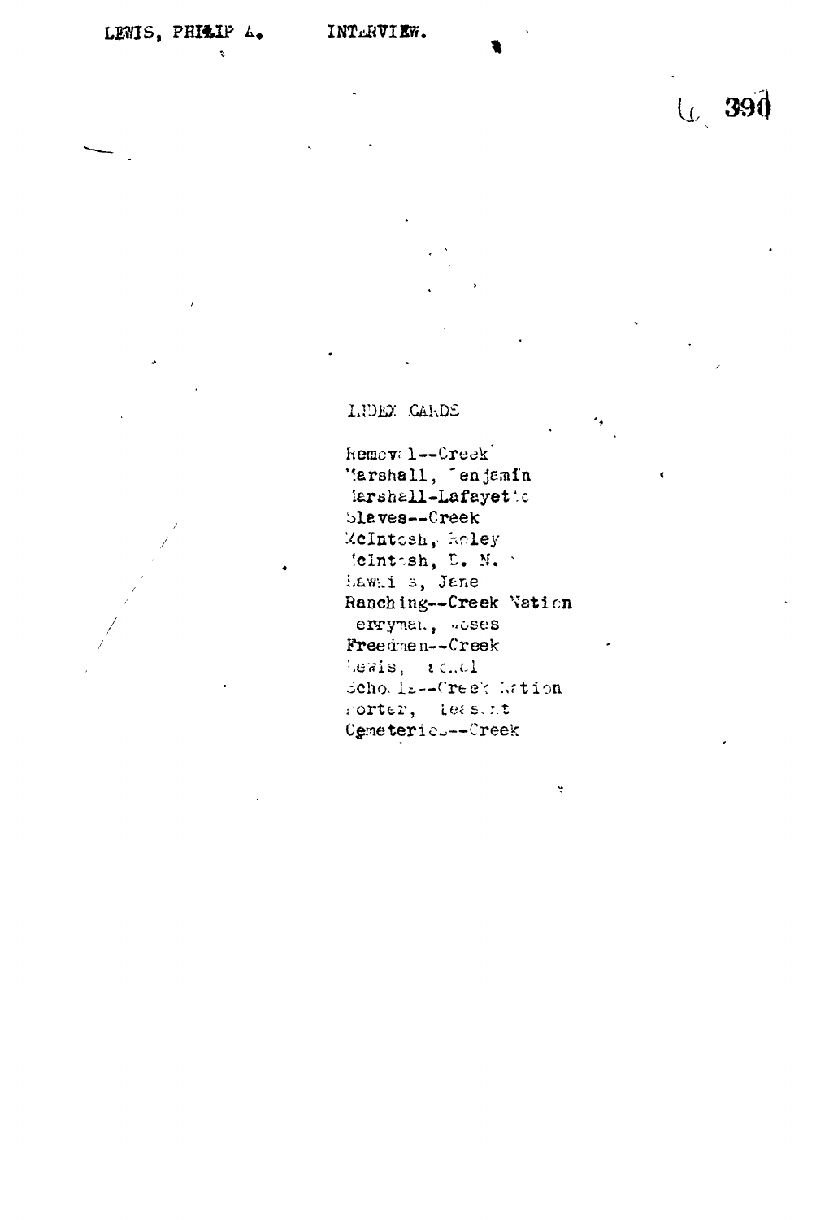LEWIS, PHILIP A. INTERVIEW.

# INDEX CARDS

- Removal--Creek
- Marshall, Benjamin
- Marshall-Lafayette
- Slaves--Creek
- McIntosh, Roley
- McIntosh, D. N.
- Hawkins, Jane
- Ranching--Creek Nation
- Perryman, Moses
- Freedmen--Creek
- Lewis, Daniel
- Schools--Creek Nation
- Porter, Pleasant
- Cemeteries--Creek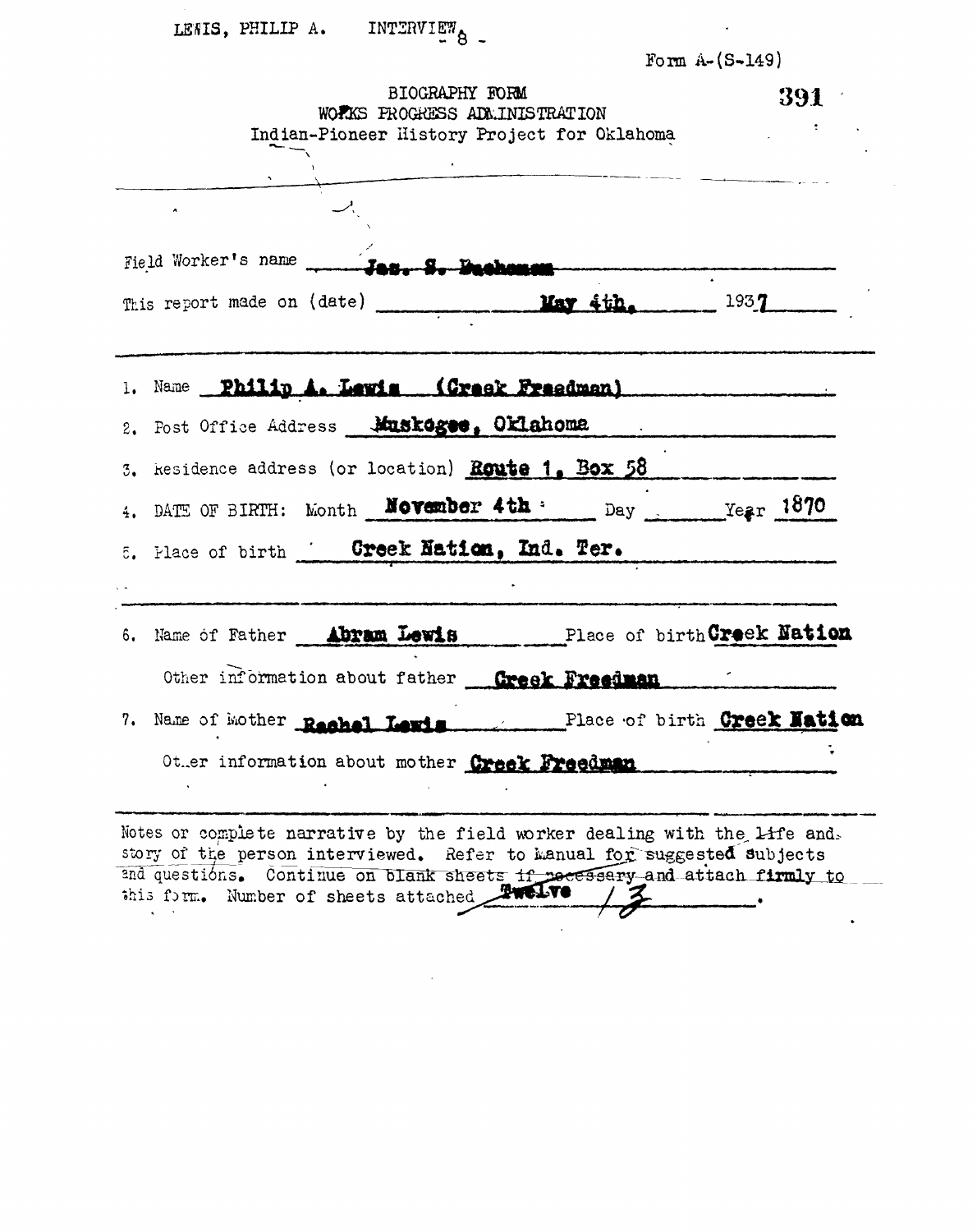Form A-(S-149)

# BIOGRAPHY FORM
## WORKS PROGRESS ADMINISTRATION
### Indian-Pioneer History Project for Oklahoma

Field Worker's name **Jas. S. Buchanan**

This report made on (date) **May 4th,** 193**7**

1. Name **Philip A. Lewis (Creek Freedman)**
2. Post Office Address **Muskogee, Oklahoma**
3. Residence address (or location) **Route 1, Box 58**
4. DATE OF BIRTH: Month **November 4th** Day ____ Year **1870**
5. Place of birth **Creek Nation, Ind. Ter.**

6. Name of Father **Abram Lewis** Place of birth **Creek Nation**

   Other information about father **Creek Freedman**

7. Name of Mother **Rachel Lewis** Place of birth **Creek Nation**

   Other information about mother **Creek Freedman**

Notes or complete narrative by the field worker dealing with the life and story of the person interviewed. Refer to Manual for suggested subjects and questions. Continue on blank sheets if necessary and attach firmly to this form. Number of sheets attached **Twelve** 13.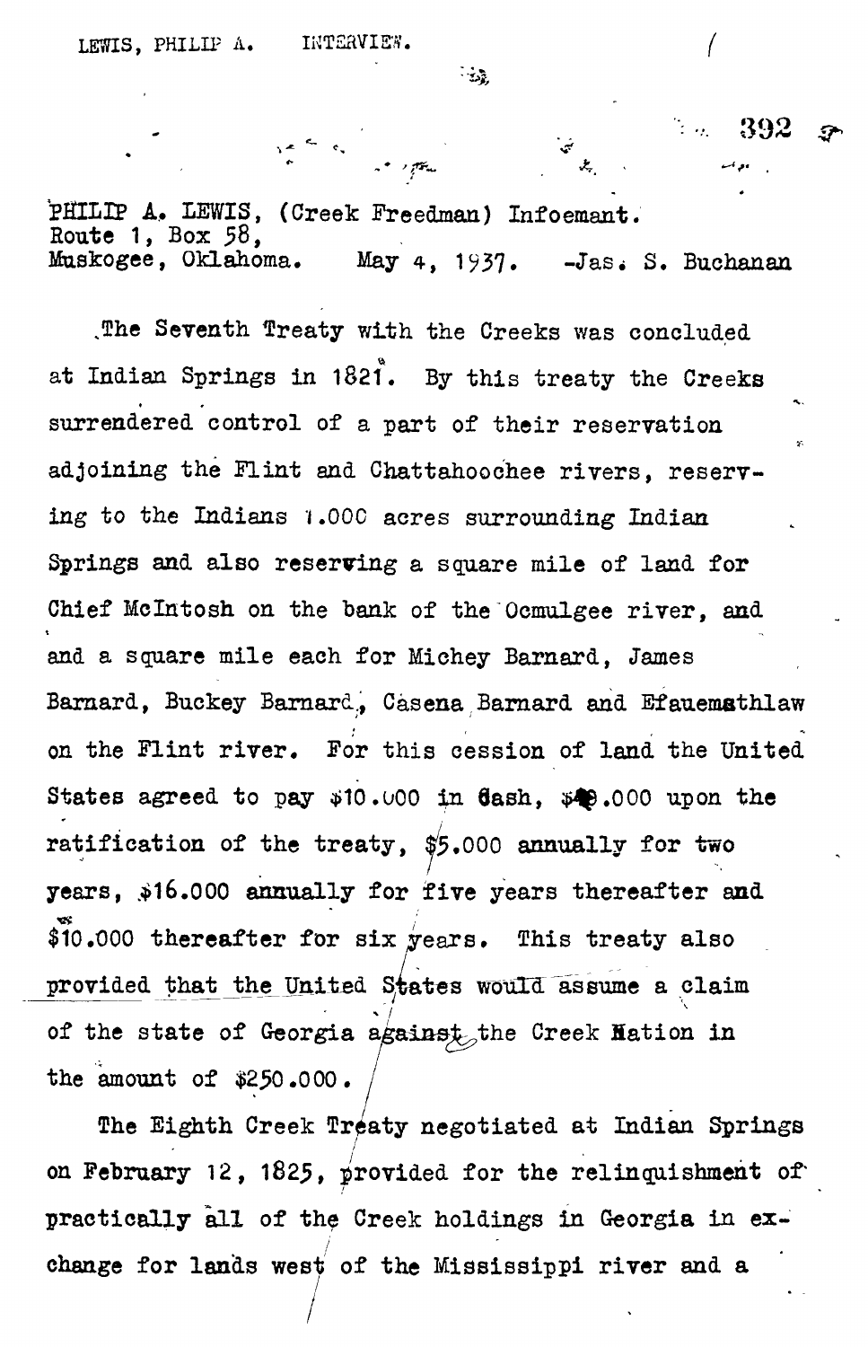PHILIP A. LEWIS, (Creek Freedman) Infoemant.
Route 1, Box 58,
Muskogee, Oklahoma. May 4, 1937. -Jas. S. Buchanan

The Seventh Treaty with the Creeks was concluded at Indian Springs in 1821. By this treaty the Creeks surrendered control of a part of their reservation adjoining the Flint and Chattahoochee rivers, reserving to the Indians 1.000 acres surrounding Indian Springs and also reserving a square mile of land for Chief McIntosh on the bank of the Ocmulgee river, and and a square mile each for Michey Barnard, James Barnard, Buckey Barnard, Casena Barnard and Efauemathlaw on the Flint river. For this cession of land the United States agreed to pay $10.000 in cash, $40.000 upon the ratification of the treaty, $5.000 annually for two years, $16.000 annually for five years thereafter and $10.000 thereafter for six years. This treaty also provided that the United States would assume a claim of the state of Georgia against the Creek Nation in the amount of $250.000.

The Eighth Creek Treaty negotiated at Indian Springs on February 12, 1825, provided for the relinquishment of practically all of the Creek holdings in Georgia in exchange for lands west of the Mississippi river and a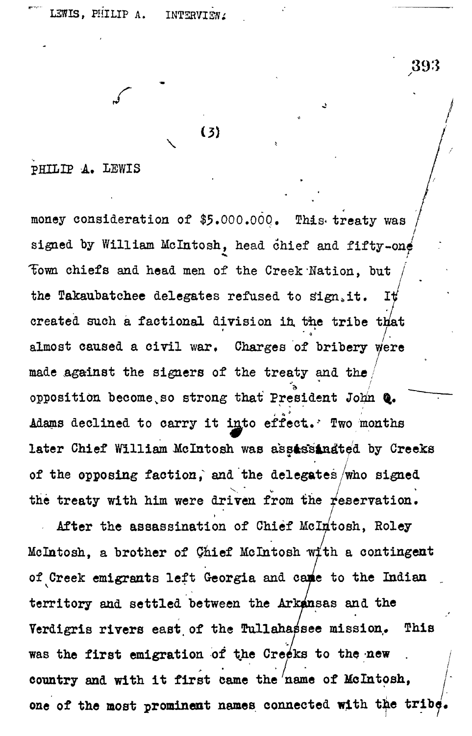PHILIP A. LEWIS

money consideration of $5.000.000. This treaty was signed by William McIntosh, head chief and fifty-one town chiefs and head men of the Creek Nation, but the Takaubatchee delegates refused to sign it. It created such a factional division in the tribe that almost caused a civil war. Charges of bribery were made against the signers of the treaty and the opposition become so strong that President John Q. Adams declined to carry it into effect. Two months later Chief William McIntosh was assassinated by Creeks of the opposing faction, and the delegates who signed the treaty with him were driven from the reservation.

After the assassination of Chief McIntosh, Roley McIntosh, a brother of Chief McIntosh with a contingent of Creek emigrants left Georgia and came to the Indian territory and settled between the Arkansas and the Verdigris rivers east of the Tullahassee mission. This was the first emigration of the Creeks to the new country and with it first came the name of McIntosh, one of the most prominent names connected with the tribe.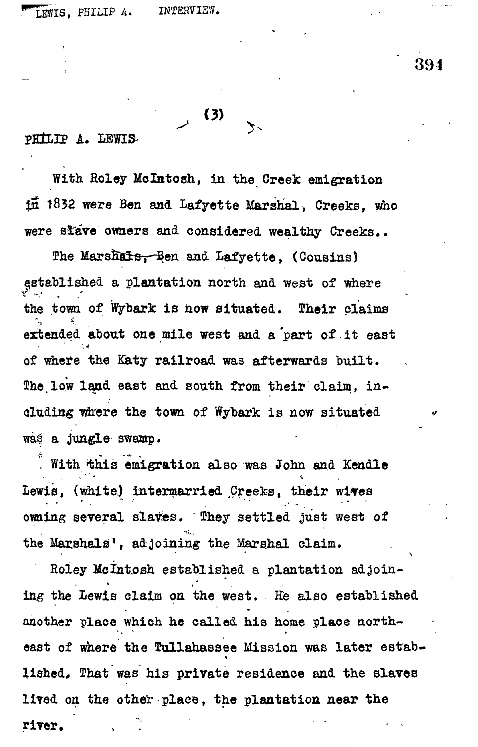(3)

PHILIP A. LEWIS

With Roley McIntosh, in the Creek emigration in 1832 were Ben and Lafayette Marshal, Creeks, who were slave owners and considered wealthy Creeks..

The Marshals, Ben and Lafayette, (Cousins) established a plantation north and west of where the town of Wybark is now situated. Their claims extended about one mile west and a part of it east of where the Katy railroad was afterwards built. The low land east and south from their claim, including where the town of Wybark is now situated was a jungle swamp.

With this emigration also was John and Kendle Lewis, (white) intermarried Creeks, their wives owning several slaves. They settled just west of the Marshals', adjoining the Marshal claim.

Roley McIntosh established a plantation adjoining the Lewis claim on the west. He also established another place which he called his home place northeast of where the Tullahassee Mission was later established. That was his private residence and the slaves lived on the other place, the plantation near the river.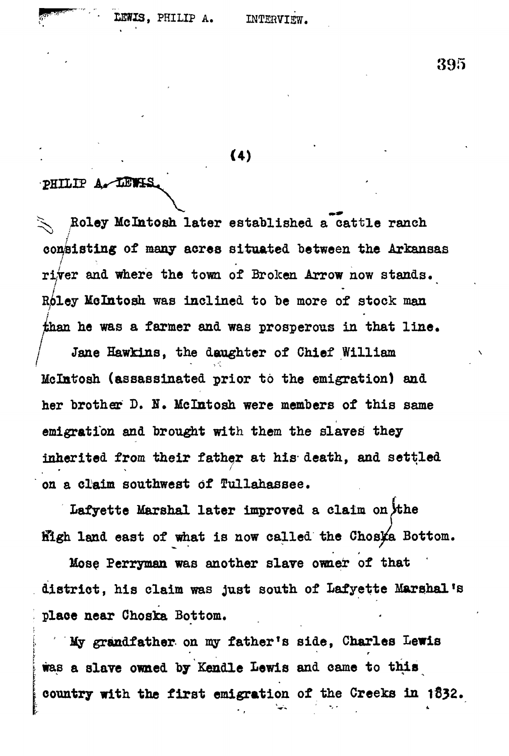(4)

PHILIP A. LEWIS.

Roley McIntosh later established a cattle ranch consisting of many acres situated between the Arkansas river and where the town of Broken Arrow now stands. Roley McIntosh was inclined to be more of stock man than he was a farmer and was prosperous in that line.

Jane Hawkins, the daughter of Chief William McIntosh (assassinated prior to the emigration) and her brother D. N. McIntosh were members of this same emigration and brought with them the slaves they inherited from their father at his death, and settled on a claim southwest of Tullahassee.

Lafyette Marshal later improved a claim on the high land east of what is now called the Choska Bottom.

Mose Perryman was another slave owner of that district, his claim was just south of Lafyette Marshal's place near Choska Bottom.

My grandfather on my father's side, Charles Lewis was a slave owned by Kendle Lewis and came to this country with the first emigration of the Creeks in 1832.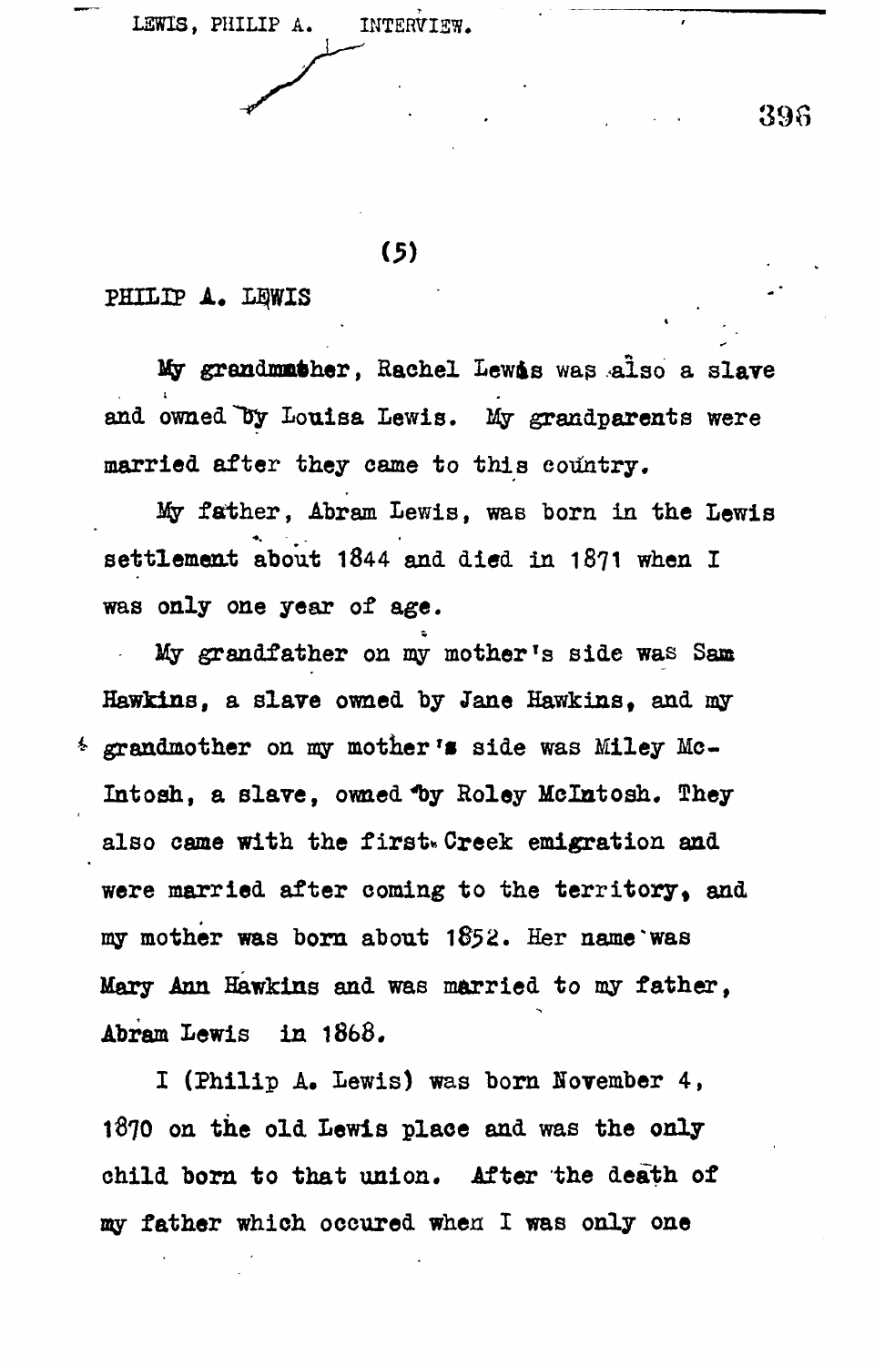(5)

PHILIP A. LEWIS

My grandmother, Rachel Lewis was also a slave and owned by Louisa Lewis. My grandparents were married after they came to this country.

My father, Abram Lewis, was born in the Lewis settlement about 1844 and died in 1871 when I was only one year of age.

My grandfather on my mother's side was Sam Hawkins, a slave owned by Jane Hawkins, and my grandmother on my mother's side was Miley McIntosh, a slave, owned by Roley McIntosh. They also came with the first Creek emigration and were married after coming to the territory, and my mother was born about 1852. Her name was Mary Ann Hawkins and was married to my father, Abram Lewis in 1868.

I (Philip A. Lewis) was born November 4, 1870 on the old Lewis place and was the only child born to that union. After the death of my father which occured when I was only one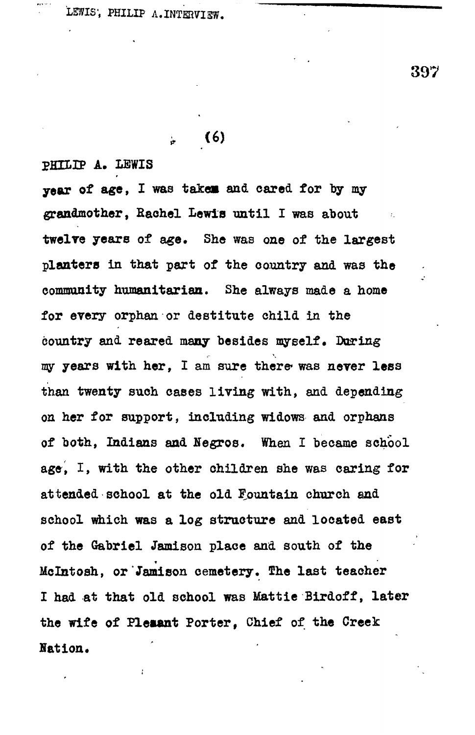(6)

PHILIP A. LEWIS

year of age, I was takem and cared for by my grandmother, Rachel Lewis until I was about twelve years of age. She was one of the largest planters in that part of the country and was the community humanitarian. She always made a home for every orphan or destitute child in the country and reared many besides myself. During my years with her, I am sure there was never less than twenty such cases living with, and depending on her for support, including widows and orphans of both, Indians and Negros. When I became school age, I, with the other children she was caring for attended school at the old Fountain church and school which was a log structure and located east of the Gabriel Jamison place and south of the McIntosh, or Jamison cemetery. The last teacher I had at that old school was Mattie Birdoff, later the wife of Pleasant Porter, Chief of the Creek Nation.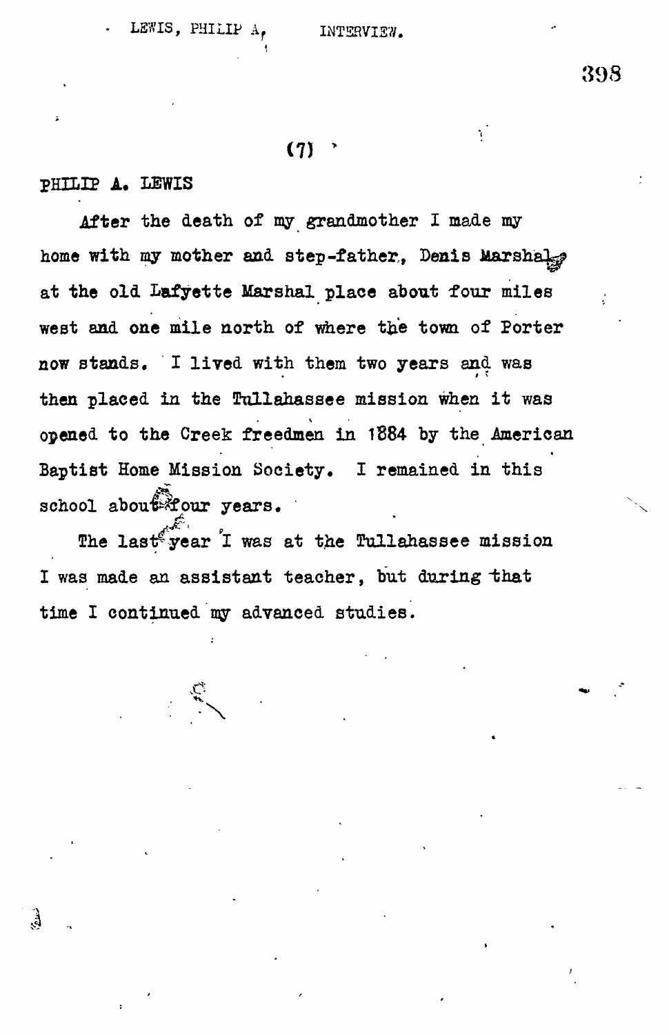(7)

PHILIP A. LEWIS

After the death of my grandmother I made my home with my mother and step-father, Denis Marshal, at the old Lafyette Marshal place about four miles west and one mile north of where the town of Porter now stands. I lived with them two years and was then placed in the Tullahassee mission when it was opened to the Creek freedmen in 1884 by the American Baptist Home Mission Society. I remained in this school about four years.

The last year I was at the Tullahassee mission I was made an assistant teacher, but during that time I continued my advanced studies.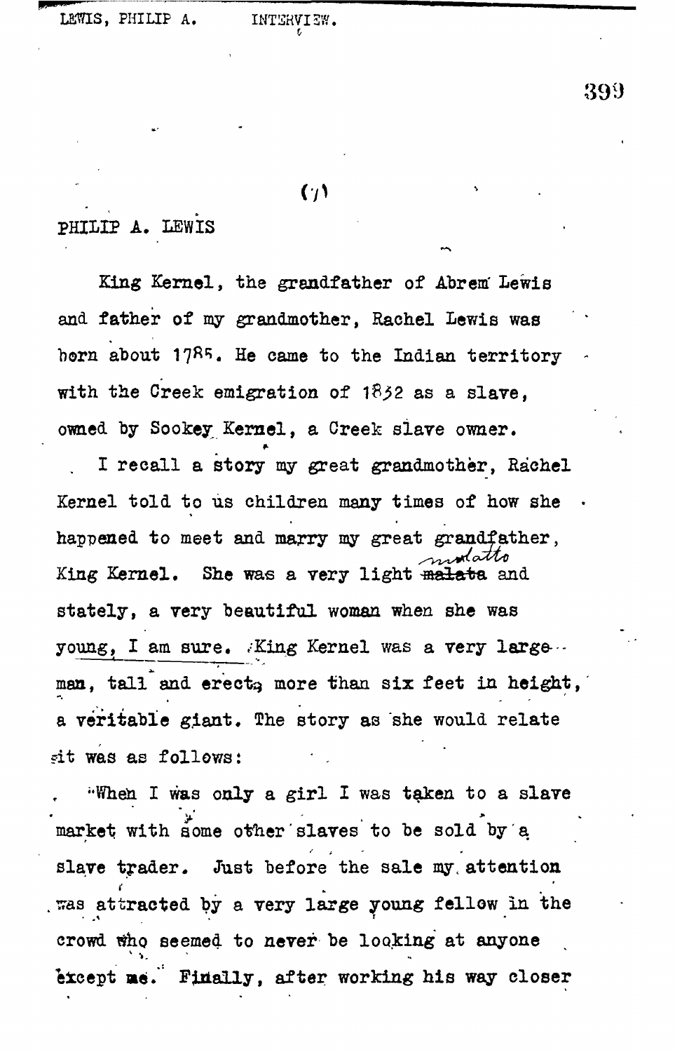(7)

PHILIP A. LEWIS

King Kernel, the grandfather of Abrem Lewis and father of my grandmother, Rachel Lewis was born about 1785. He came to the Indian territory with the Creek emigration of 1832 as a slave, owned by Sookey Kernel, a Creek slave owner.

I recall a story my great grandmother, Rachel Kernel told to us children many times of how she happened to meet and marry my great grandfather, King Kernel. She was a very light mulatto and stately, a very beautiful woman when she was young, I am sure. King Kernel was a very large man, tall and erect, more than six feet in height, a veritable giant. The story as she would relate it was as follows:

"When I was only a girl I was taken to a slave market with some other slaves to be sold by a slave trader. Just before the sale my attention was attracted by a very large young fellow in the crowd who seemed to never be looking at anyone except me. Finally, after working his way closer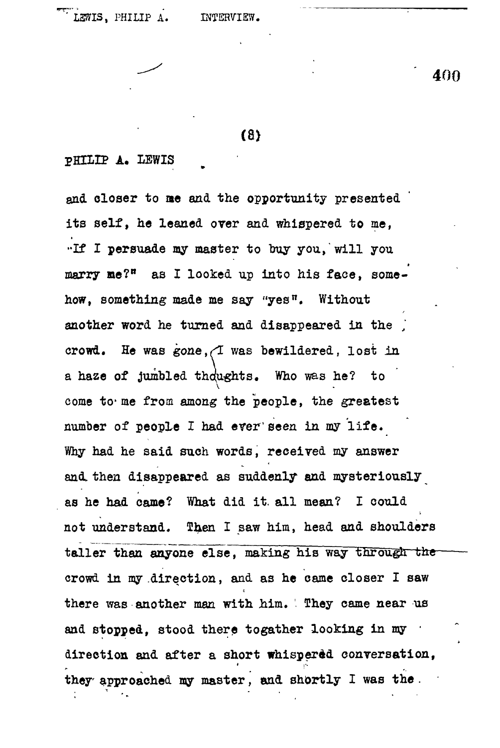(8)

PHILIP A. LEWIS

and closer to me and the opportunity presented its self, he leaned over and whispered to me, "If I persuade my master to buy you, will you marry me?" as I looked up into his face, somehow, something made me say "yes". Without another word he turned and disappeared in the crowd. He was gone, I was bewildered, lost in a haze of jumbled thoughts. Who was he? to come to me from among the people, the greatest number of people I had ever seen in my life. Why had he said such words, received my answer and then disappeared as suddenly and mysteriously as he had came? What did it all mean? I could not understand. Then I saw him, head and shoulders taller than anyone else, making his way through the crowd in my direction, and as he came closer I saw there was another man with him. They came near us and stopped, stood there togather looking in my direction and after a short whispered conversation, they approached my master, and shortly I was the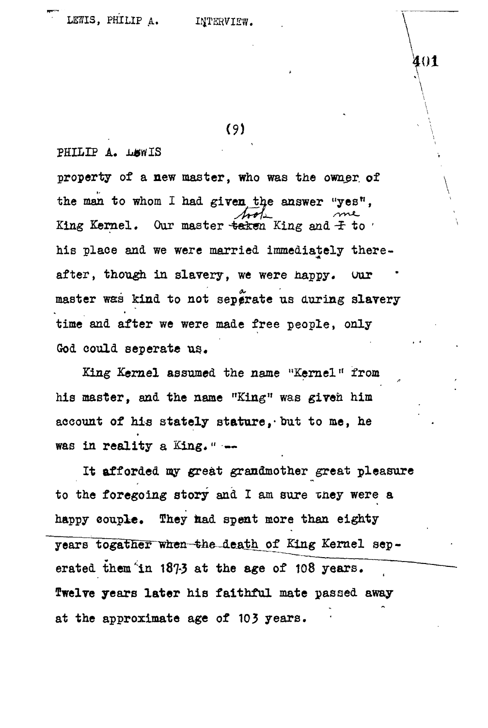PHILIP A. LEWIS

property of a new master, who was the owner of the man to whom I had given the answer "yes", King Kernel. Our master took King and me to his place and we were married immediately thereafter, though in slavery, we were happy. Our master was kind to not separate us during slavery time and after we were made free people, only God could seperate us.

King Kernel assumed the name "Kernel" from his master, and the name "King" was given him account of his stately stature, but to me, he was in reality a King." --

It afforded my great grandmother great pleasure to the foregoing story and I am sure they were a happy couple. They had spent more than eighty years togather when the death of King Kernel seperated them in 1873 at the age of 108 years. Twelve years later his faithful mate passed away at the approximate age of 103 years.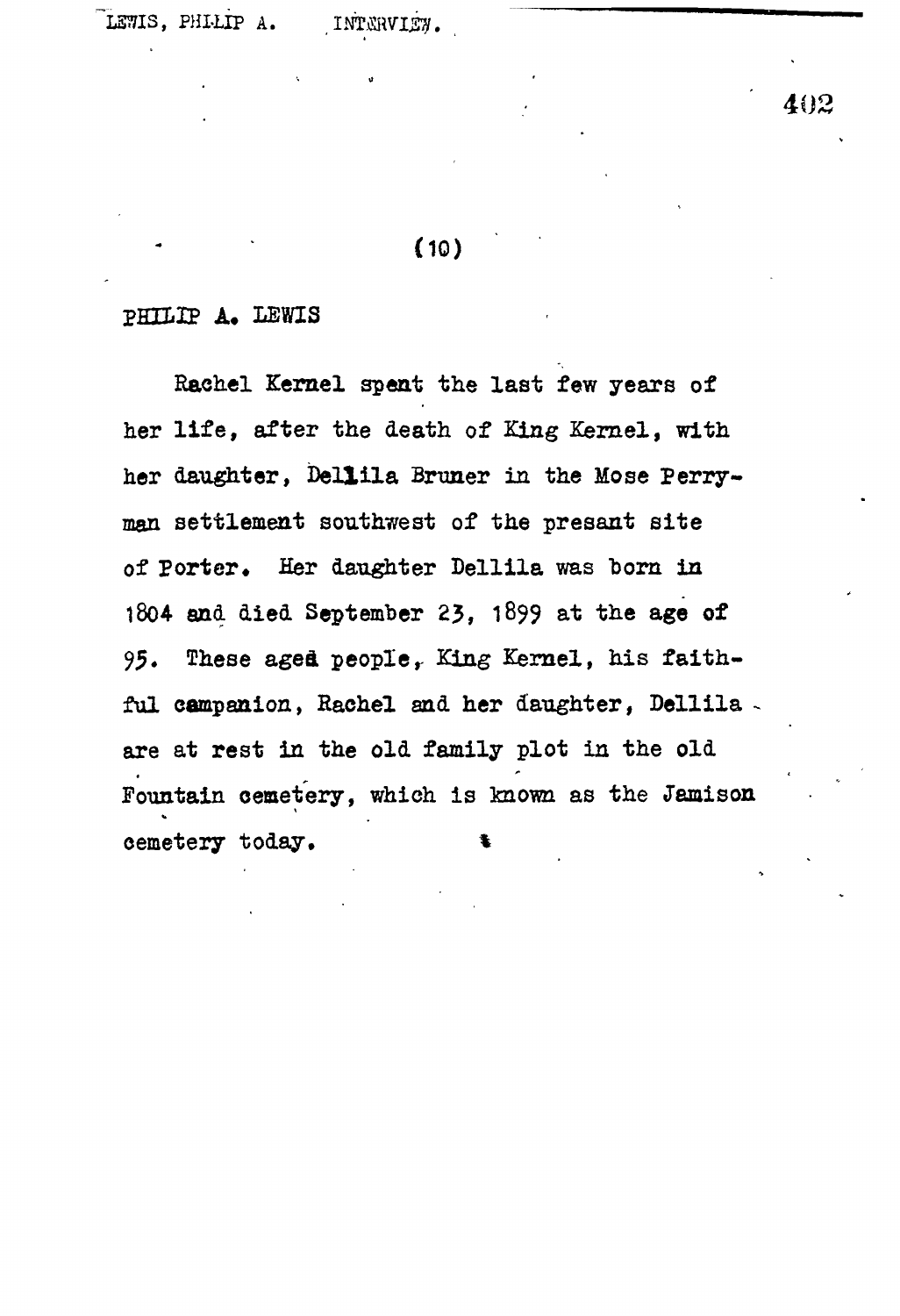(10)

PHILIP A. LEWIS

Rachel Kernel spent the last few years of her life, after the death of King Kernel, with her daughter, Dellila Bruner in the Mose Perryman settlement southwest of the presant site of Porter. Her daughter Dellila was born in 1804 and died September 23, 1899 at the age of 95. These aged people, King Kernel, his faithful campanion, Rachel and her daughter, Dellila are at rest in the old family plot in the old Fountain cemetery, which is known as the Jamison cemetery today.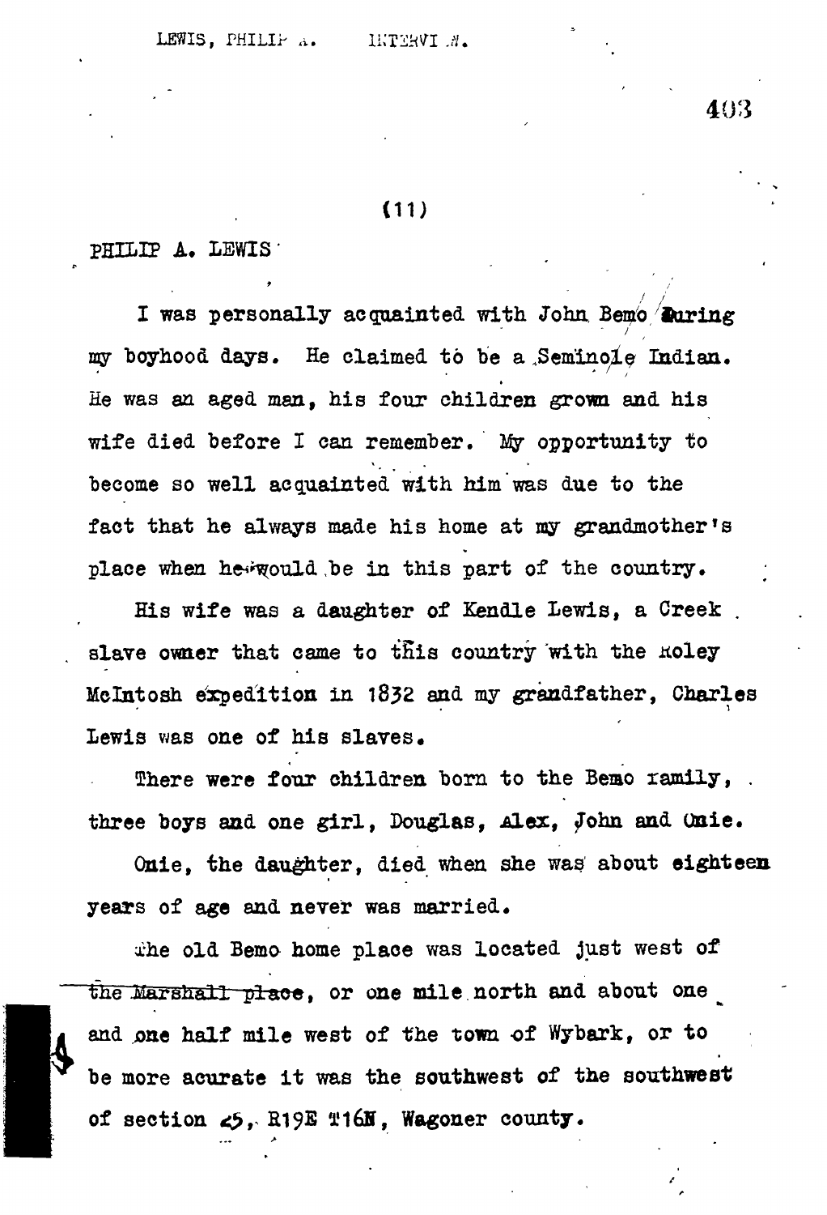(11)

PHILIP A. LEWIS

I was personally acquainted with John Bemo during my boyhood days. He claimed to be a Seminole Indian. He was an aged man, his four children grown and his wife died before I can remember. My opportunity to become so well acquainted with him was due to the fact that he always made his home at my grandmother's place when he would be in this part of the country.

His wife was a daughter of Kendle Lewis, a Creek slave owner that came to this country with the Roley McIntosh expedition in 1832 and my grandfather, Charles Lewis was one of his slaves.

There were four children born to the Bemo family, three boys and one girl, Douglas, Alex, John and Onie.

Onie, the daughter, died when she was about eighteen years of age and never was married.

The old Bemo home place was located just west of ~~the Marshall place~~, or one mile north and about one and one half mile west of the town of Wybark, or to be more acurate it was the southwest of the southwest of section 25, R19E T16N, Wagoner county.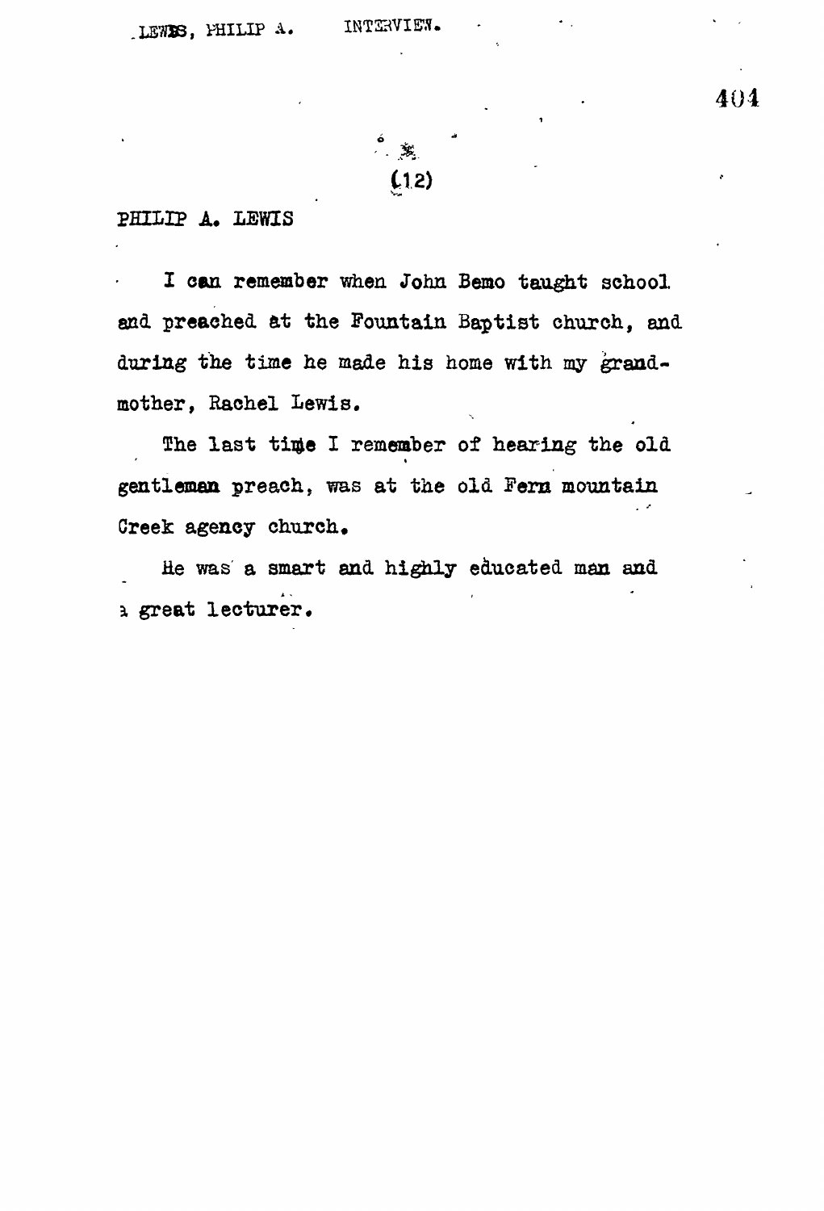(12)

PHILIP A. LEWIS

I can remember when John Bemo taught school and preached at the Fountain Baptist church, and during the time he made his home with my grandmother, Rachel Lewis.

The last time I remember of hearing the old gentleman preach, was at the old Fern mountain Creek agency church.

He was a smart and highly educated man and a great lecturer.